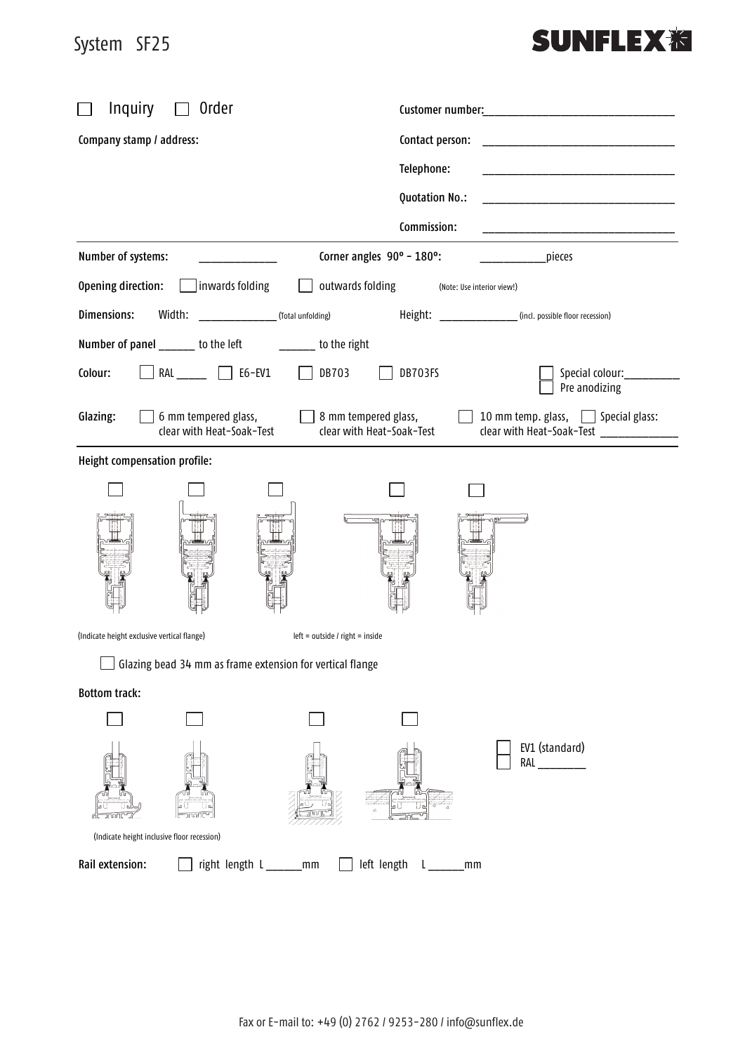# System SF25

**SUNFLEX**

☐ Inquiry ☐ Order

Customer number: ______________________________

Company stamp / address:

Contact person: ______________________________

Telephone: ______________________________

Quotation No.: ______________________________

Commission: ______________________________

---

**Number of systems:** ____________ **Corner angles 90° - 180°:** __________ pieces

**Opening direction:** ☐ inwards folding ☐ outwards folding (Note: Use interior view!)

**Dimensions:** Width: ____________ (Total unfolding) Height: ____________ (incl. possible floor recession)

**Number of panel** ______ to the left ______ to the right

**Colour:** ☐ RAL _____ ☐ E6-EV1 ☐ DB703 ☐ DB703FS ☐ Special colour: ________ ☐ Pre anodizing

**Glazing:** ☐ 6 mm tempered glass, clear with Heat-Soak-Test ☐ 8 mm tempered glass, clear with Heat-Soak-Test ☐ 10 mm temp. glass, clear with Heat-Soak-Test ☐ Special glass: ____________

---

**Height compensation profile:**

☐ ☐ ☐ ☐ ☐

(Indicate height exclusive vertical flange) left = outside / right = inside

☐ Glazing bead 34 mm as frame extension for vertical flange

**Bottom track:**

☐ ☐ ☐ ☐

☐ EV1 (standard)
☐ RAL ________

(Indicate height inclusive floor recession)

**Rail extension:** ☐ right length L ______mm ☐ left length L ______mm

Fax or E-mail to: +49 (0) 2762 / 9253-280 / info@sunflex.de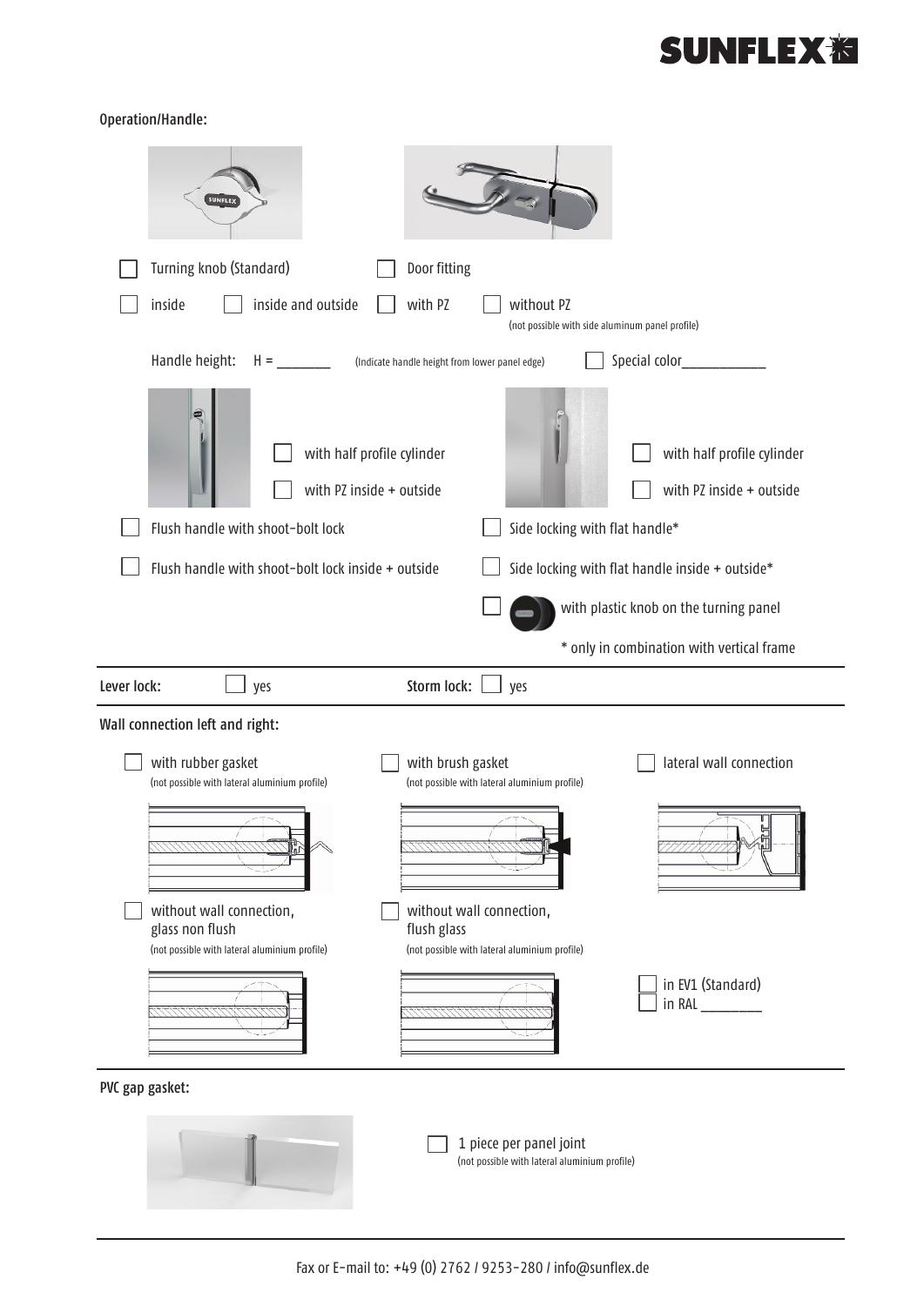Operation/Handle:

☐ Turning knob (Standard) ☐ Door fitting

☐ inside ☐ inside and outside ☐ with PZ ☐ without PZ
(not possible with side aluminum panel profile)

Handle height: H = _______ (Indicate handle height from lower panel edge) ☐ Special color___________

☐ with half profile cylinder
☐ with PZ inside + outside

☐ with half profile cylinder
☐ with PZ inside + outside

☐ Flush handle with shoot-bolt lock

☐ Flush handle with shoot-bolt lock inside + outside

☐ Side locking with flat handle*

☐ Side locking with flat handle inside + outside*

☐ with plastic knob on the turning panel

\* only in combination with vertical frame

Lever lock: ☐ yes Storm lock: ☐ yes

Wall connection left and right:

☐ with rubber gasket
(not possible with lateral aluminium profile)

☐ with brush gasket
(not possible with lateral aluminium profile)

☐ lateral wall connection

☐ without wall connection, glass non flush
(not possible with lateral aluminium profile)

☐ without wall connection, flush glass
(not possible with lateral aluminium profile)

☐ in EV1 (Standard)
☐ in RAL ________

PVC gap gasket:

☐ 1 piece per panel joint
(not possible with lateral aluminium profile)

Fax or E-mail to: +49 (0) 2762 / 9253-280 / info@sunflex.de